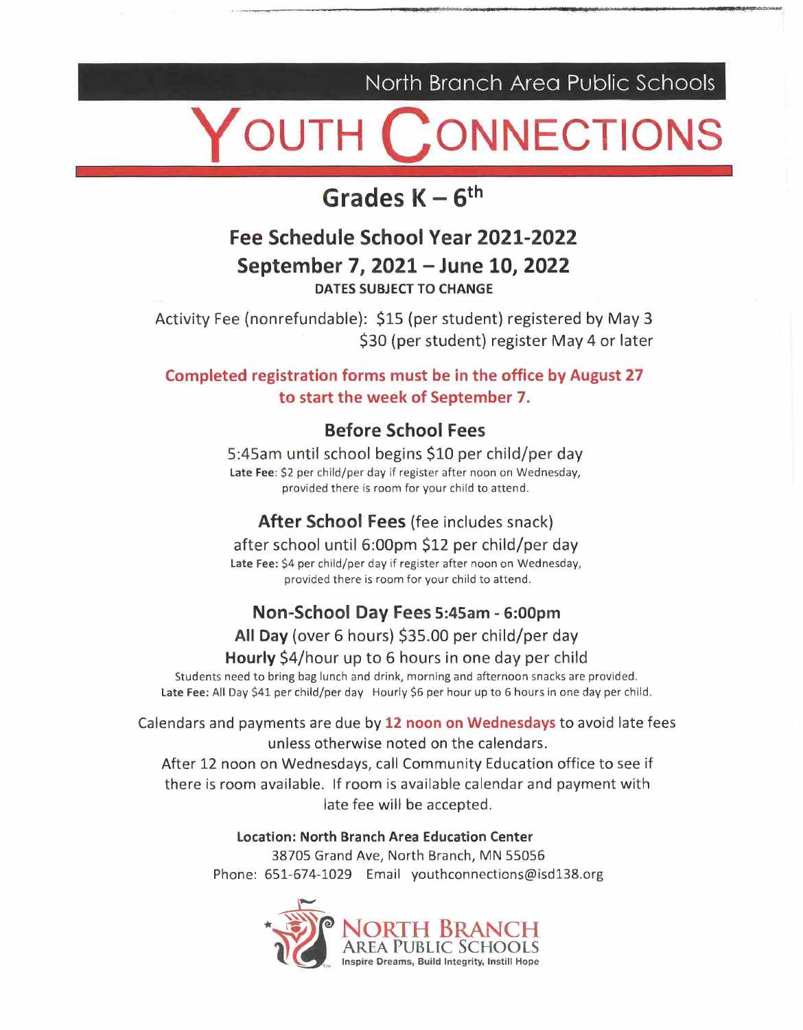North Branch Area Public Schools

# YOUTH CONNECTIONS

## Grades K – 6th

### Fee Schedule School Year 2021-2022
### September 7, 2021 – June 10, 2022

**DATES SUBJECT TO CHANGE**

Activity Fee (nonrefundable): $15 (per student) registered by May 3
$30 (per student) register May 4 or later

**Completed registration forms must be in the office by August 27 to start the week of September 7.**

### Before School Fees

5:45am until school begins $10 per child/per day

**Late Fee**: $2 per child/per day if register after noon on Wednesday, provided there is room for your child to attend.

### After School Fees (fee includes snack)

after school until 6:00pm $12 per child/per day

**Late Fee:** $4 per child/per day if register after noon on Wednesday, provided there is room for your child to attend.

### Non-School Day Fees 5:45am - 6:00pm

**All Day** (over 6 hours) $35.00 per child/per day

**Hourly** $4/hour up to 6 hours in one day per child

Students need to bring bag lunch and drink, morning and afternoon snacks are provided.

**Late Fee:** All Day $41 per child/per day Hourly $6 per hour up to 6 hours in one day per child.

Calendars and payments are due by **12 noon on Wednesdays** to avoid late fees unless otherwise noted on the calendars.

After 12 noon on Wednesdays, call Community Education office to see if there is room available. If room is available calendar and payment with late fee will be accepted.

**Location: North Branch Area Education Center**

38705 Grand Ave, North Branch, MN 55056

Phone: 651-674-1029 Email youthconnections@isd138.org

NORTH BRANCH AREA PUBLIC SCHOOLS

Inspire Dreams, Build Integrity, Instill Hope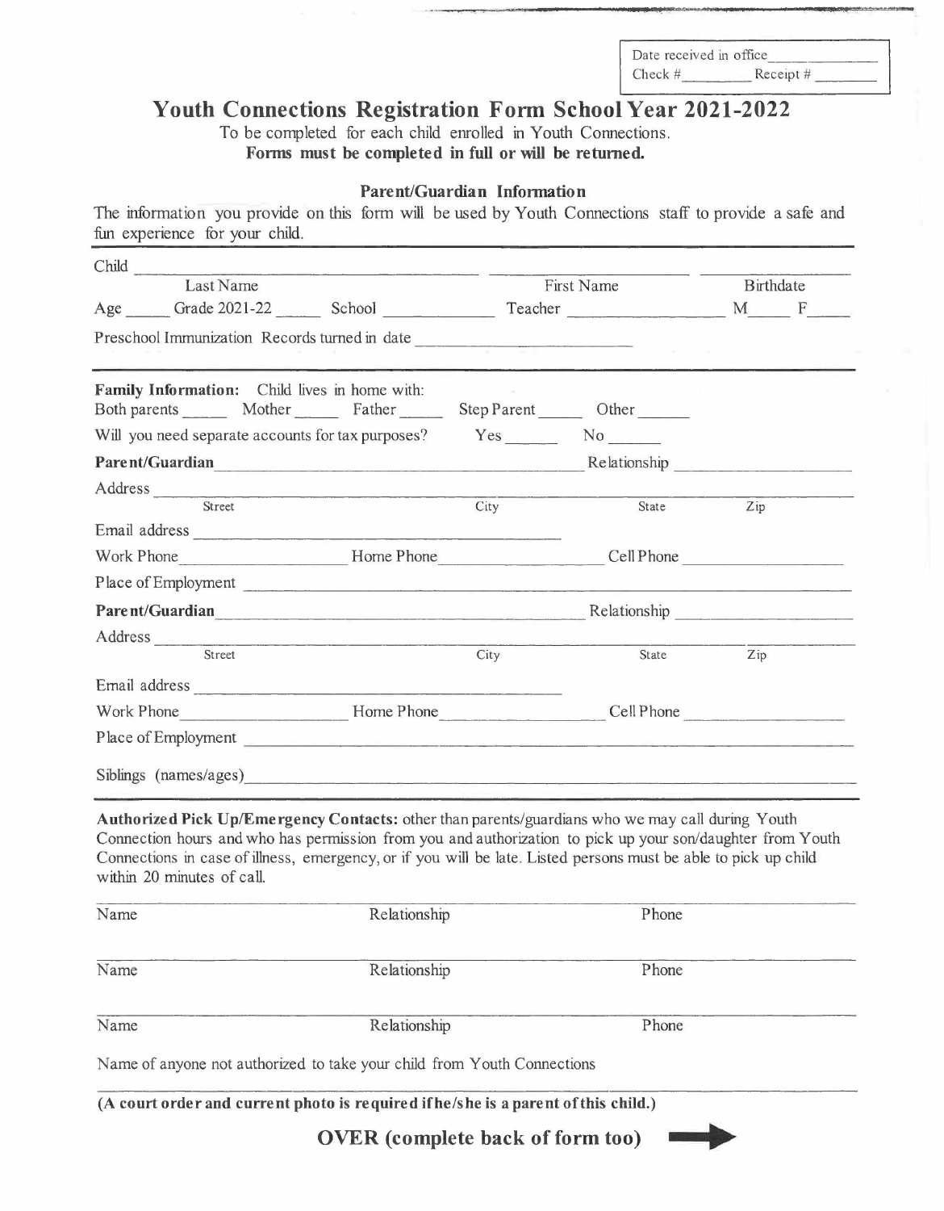Date received in office\_\_\_\_\_\_\_\_\_\_
Check #\_\_\_\_\_\_\_\_ Receipt # \_\_\_\_\_\_\_\_

# Youth Connections Registration Form School Year 2021-2022

To be completed for each child enrolled in Youth Connections.

**Forms must be completed in full or will be returned.**

### Parent/Guardian Information

The information you provide on this form will be used by Youth Connections staff to provide a safe and fun experience for your child.

Child \_\_\_\_\_\_\_\_\_\_\_\_\_\_\_\_\_\_\_\_ \_\_\_\_\_\_\_\_\_\_\_\_\_\_\_\_\_\_\_\_ \_\_\_\_\_\_\_\_\_\_
Last Name First Name Birthdate

Age \_\_\_\_\_ Grade 2021-22 \_\_\_\_\_ School \_\_\_\_\_\_\_\_\_\_ Teacher \_\_\_\_\_\_\_\_\_\_\_\_ M\_\_\_\_ F\_\_\_\_

Preschool Immunization Records turned in date \_\_\_\_\_\_\_\_\_\_\_\_\_\_\_\_\_\_\_\_

**Family Information:** Child lives in home with:
Both parents \_\_\_\_\_ Mother \_\_\_\_\_ Father \_\_\_\_\_ Step Parent \_\_\_\_\_ Other \_\_\_\_\_

Will you need separate accounts for tax purposes? Yes \_\_\_\_\_ No \_\_\_\_\_

**Parent/Guardian** \_\_\_\_\_\_\_\_\_\_\_\_\_\_\_\_\_\_\_\_\_\_\_\_\_\_\_\_\_\_ Relationship \_\_\_\_\_\_\_\_\_\_\_\_\_\_\_\_

Address \_\_\_\_\_\_\_\_\_\_\_\_\_\_\_\_\_\_\_\_\_\_\_\_\_\_\_\_\_\_\_\_\_\_\_\_\_\_\_\_\_\_\_\_\_\_\_\_\_\_\_\_
Street City State Zip

Email address \_\_\_\_\_\_\_\_\_\_\_\_\_\_\_\_\_\_\_\_\_\_\_\_\_\_\_\_\_\_

Work Phone\_\_\_\_\_\_\_\_\_\_\_\_\_\_ Home Phone\_\_\_\_\_\_\_\_\_\_\_\_\_\_ Cell Phone \_\_\_\_\_\_\_\_\_\_\_\_\_\_

Place of Employment \_\_\_\_\_\_\_\_\_\_\_\_\_\_\_\_\_\_\_\_\_\_\_\_\_\_\_\_\_\_\_\_\_\_\_\_\_\_\_\_\_\_\_\_

**Parent/Guardian** \_\_\_\_\_\_\_\_\_\_\_\_\_\_\_\_\_\_\_\_\_\_\_\_\_\_\_\_\_\_ Relationship \_\_\_\_\_\_\_\_\_\_\_\_\_\_\_\_

Address \_\_\_\_\_\_\_\_\_\_\_\_\_\_\_\_\_\_\_\_\_\_\_\_\_\_\_\_\_\_\_\_\_\_\_\_\_\_\_\_\_\_\_\_\_\_\_\_\_\_\_\_
Street City State Zip

Email address \_\_\_\_\_\_\_\_\_\_\_\_\_\_\_\_\_\_\_\_\_\_\_\_\_\_\_\_\_\_

Work Phone\_\_\_\_\_\_\_\_\_\_\_\_\_\_ Home Phone\_\_\_\_\_\_\_\_\_\_\_\_\_\_ Cell Phone \_\_\_\_\_\_\_\_\_\_\_\_\_\_

Place of Employment \_\_\_\_\_\_\_\_\_\_\_\_\_\_\_\_\_\_\_\_\_\_\_\_\_\_\_\_\_\_\_\_\_\_\_\_\_\_\_\_\_\_\_\_

Siblings (names/ages)\_\_\_\_\_\_\_\_\_\_\_\_\_\_\_\_\_\_\_\_\_\_\_\_\_\_\_\_\_\_\_\_\_\_\_\_\_\_\_\_\_\_\_\_

**Authorized Pick Up/Emergency Contacts:** other than parents/guardians who we may call during Youth Connection hours and who has permission from you and authorization to pick up your son/daughter from Youth Connections in case of illness, emergency, or if you will be late. Listed persons must be able to pick up child within 20 minutes of call.

| Name | Relationship | Phone |
| --- | --- | --- |
| | | |
| Name | Relationship | Phone |
| | | |
| Name | Relationship | Phone |

Name of anyone not authorized to take your child from Youth Connections

\_\_\_\_\_\_\_\_\_\_\_\_\_\_\_\_\_\_\_\_\_\_\_\_\_\_\_\_\_\_\_\_\_\_\_\_\_\_\_\_\_\_\_\_\_\_\_\_\_\_\_\_

**(A court order and current photo is required if he/she is a parent of this child.)**

**OVER (complete back of form too)** ➡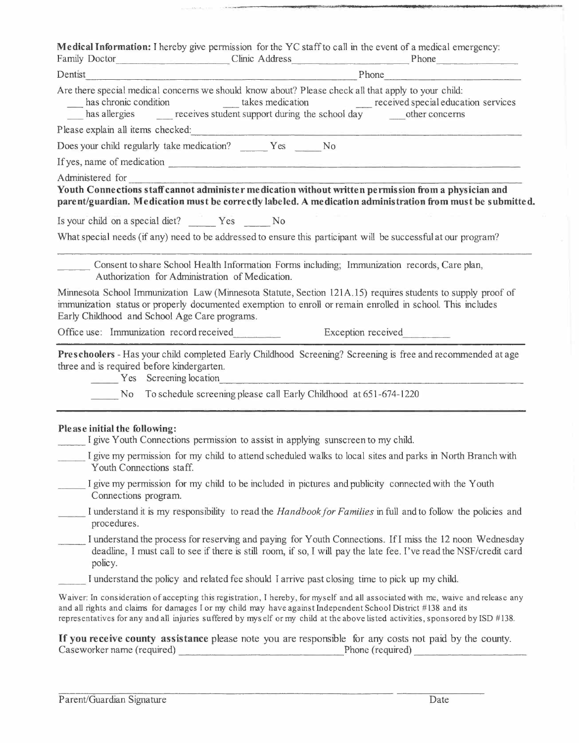**Medical Information:** I hereby give permission for the YC staff to call in the event of a medical emergency:

Family Doctor\_\_\_\_\_\_\_\_\_\_\_\_\_\_\_\_\_\_\_\_ Clinic Address\_\_\_\_\_\_\_\_\_\_\_\_\_\_\_\_\_\_\_\_ Phone\_\_\_\_\_\_\_\_\_\_\_\_\_\_\_

Dentist\_\_\_\_\_\_\_\_\_\_\_\_\_\_\_\_\_\_\_\_\_\_\_\_\_\_\_\_\_\_\_\_\_\_\_\_\_\_\_\_\_\_\_\_\_\_\_\_ Phone\_\_\_\_\_\_\_\_\_\_\_\_\_\_\_\_\_\_\_\_\_\_\_\_

Are there special medical concerns we should know about? Please check all that apply to your child:

\_\_\_ has chronic condition \_\_\_ takes medication \_\_\_ received special education services

\_\_\_ has allergies \_\_\_ receives student support during the school day \_\_\_ other concerns

Please explain all items checked:\_\_\_\_\_\_\_\_\_\_\_\_\_\_\_\_\_\_\_\_\_\_\_\_\_\_\_\_\_\_\_\_\_\_\_\_\_\_\_\_\_\_\_\_\_\_\_\_\_\_\_\_\_\_\_\_

Does your child regularly take medication? \_\_\_\_\_ Yes \_\_\_\_\_ No

If yes, name of medication \_\_\_\_\_\_\_\_\_\_\_\_\_\_\_\_\_\_\_\_\_\_\_\_\_\_\_\_\_\_\_\_\_\_\_\_\_\_\_\_\_\_\_\_\_\_\_\_\_\_\_\_\_\_\_\_\_\_

Administered for \_\_\_\_\_\_\_\_\_\_\_\_\_\_\_\_\_\_\_\_\_\_\_\_\_\_\_\_\_\_\_\_\_\_\_\_\_\_\_\_\_\_\_\_\_\_\_\_\_\_\_\_\_\_\_\_\_\_\_\_\_\_\_\_\_\_

**Youth Connections staff cannot administer medication without written permission from a physician and parent/guardian. Medication must be correctly labeled. A medication administration from must be submitted.**

Is your child on a special diet? \_\_\_\_\_ Yes \_\_\_\_\_ No

What special needs (if any) need to be addressed to ensure this participant will be successful at our program?

\_\_\_\_\_\_\_\_\_\_\_\_\_\_\_\_\_\_\_\_\_\_\_\_\_\_\_\_\_\_\_\_\_\_\_\_\_\_\_\_\_\_\_\_\_\_\_\_\_\_\_\_\_\_\_\_\_\_\_\_\_\_\_\_\_\_\_\_\_\_\_\_\_\_\_\_\_\_\_\_\_\_

\_\_\_\_\_\_ Consent to share School Health Information Forms including; Immunization records, Care plan, Authorization for Administration of Medication.

Minnesota School Immunization Law (Minnesota Statute, Section 121A.15) requires students to supply proof of immunization status or properly documented exemption to enroll or remain enrolled in school. This includes Early Childhood and School Age Care programs.

Office use: Immunization record received\_\_\_\_\_\_\_\_\_ Exception received\_\_\_\_\_\_\_\_\_

---

**Preschoolers** - Has your child completed Early Childhood Screening? Screening is free and recommended at age three and is required before kindergarten.

\_\_\_\_\_ Yes Screening location\_\_\_\_\_\_\_\_\_\_\_\_\_\_\_\_\_\_\_\_\_\_\_\_\_\_\_\_\_\_\_\_\_\_\_\_\_\_\_\_\_\_\_\_\_\_\_\_\_\_\_\_\_\_\_\_\_\_\_\_\_\_\_\_

\_\_\_\_\_ No To schedule screening please call Early Childhood at 651-674-1220

---

**Please initial the following:**

\_\_\_\_\_ I give Youth Connections permission to assist in applying sunscreen to my child.

\_\_\_\_\_ I give my permission for my child to attend scheduled walks to local sites and parks in North Branch with Youth Connections staff.

\_\_\_\_\_ I give my permission for my child to be included in pictures and publicity connected with the Youth Connections program.

\_\_\_\_\_ I understand it is my responsibility to read the *Handbook for Families* in full and to follow the policies and procedures.

\_\_\_\_\_ I understand the process for reserving and paying for Youth Connections. If I miss the 12 noon Wednesday deadline, I must call to see if there is still room, if so, I will pay the late fee. I've read the NSF/credit card policy.

\_\_\_\_\_ I understand the policy and related fee should I arrive past closing time to pick up my child.

Waiver: In consideration of accepting this registration, I hereby, for myself and all associated with me, waive and release any and all rights and claims for damages I or my child may have against Independent School District #138 and its representatives for any and all injuries suffered by myself or my child at the above listed activities, sponsored by ISD #138.

**If you receive county assistance** please note you are responsible for any costs not paid by the county.

Caseworker name (required) \_\_\_\_\_\_\_\_\_\_\_\_\_\_\_\_\_\_\_\_\_\_\_\_\_\_\_\_\_\_\_\_ Phone (required) \_\_\_\_\_\_\_\_\_\_\_\_\_\_\_\_\_\_\_\_\_

\_\_\_\_\_\_\_\_\_\_\_\_\_\_\_\_\_\_\_\_\_\_\_\_\_\_\_\_\_\_\_\_\_\_\_\_\_\_\_\_\_\_\_\_\_\_\_\_\_\_\_\_\_\_ \_\_\_\_\_\_\_\_\_\_\_\_\_\_\_\_\_\_

Parent/Guardian Signature Date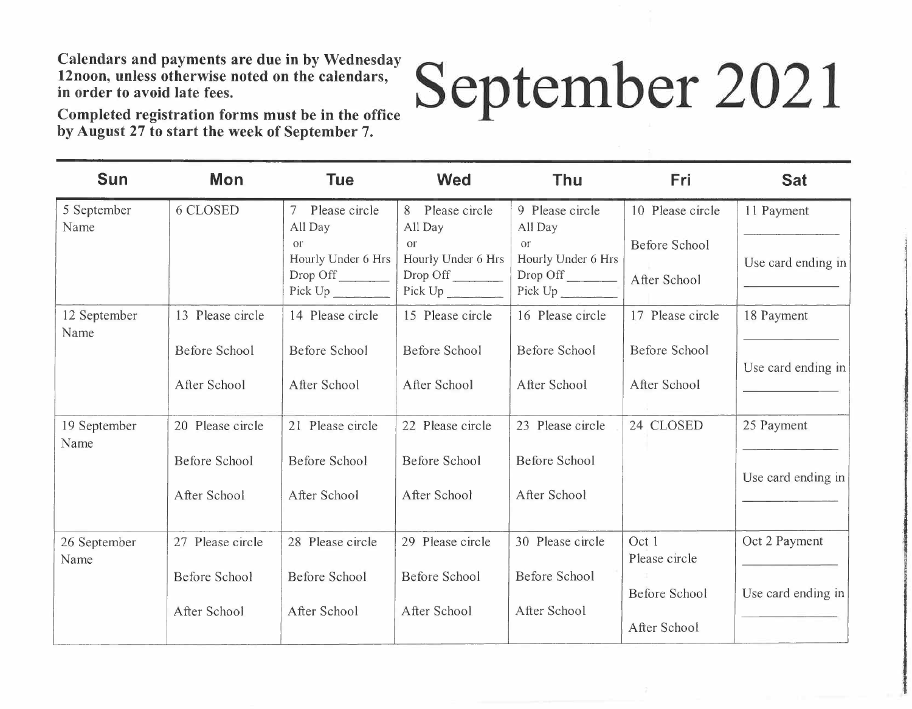**Calendars and payments are due in by Wednesday 12noon, unless otherwise noted on the calendars, in order to avoid late fees.**

**Completed registration forms must be in the office by August 27 to start the week of September 7.**

# September 2021

| Sun | Mon | Tue | Wed | Thu | Fri | Sat |
|---|---|---|---|---|---|---|
| 5 September<br>Name | 6 CLOSED | 7 Please circle<br>All Day<br>or<br>Hourly Under 6 Hrs<br>Drop Off ________<br>Pick Up ________ | 8 Please circle<br>All Day<br>or<br>Hourly Under 6 Hrs<br>Drop Off ________<br>Pick Up ________ | 9 Please circle<br>All Day<br>or<br>Hourly Under 6 Hrs<br>Drop Off ________<br>Pick Up ________ | 10 Please circle<br>Before School<br>After School | 11 Payment<br>________<br>Use card ending in<br>________ |
| 12 September<br>Name | 13 Please circle<br>Before School<br>After School | 14 Please circle<br>Before School<br>After School | 15 Please circle<br>Before School<br>After School | 16 Please circle<br>Before School<br>After School | 17 Please circle<br>Before School<br>After School | 18 Payment<br>________<br>Use card ending in<br>________ |
| 19 September<br>Name | 20 Please circle<br>Before School<br>After School | 21 Please circle<br>Before School<br>After School | 22 Please circle<br>Before School<br>After School | 23 Please circle<br>Before School<br>After School | 24 CLOSED | 25 Payment<br>________<br>Use card ending in<br>________ |
| 26 September<br>Name | 27 Please circle<br>Before School<br>After School | 28 Please circle<br>Before School<br>After School | 29 Please circle<br>Before School<br>After School | 30 Please circle<br>Before School<br>After School | Oct 1<br>Please circle<br>Before School<br>After School | Oct 2 Payment<br>________<br>Use card ending in<br>________ |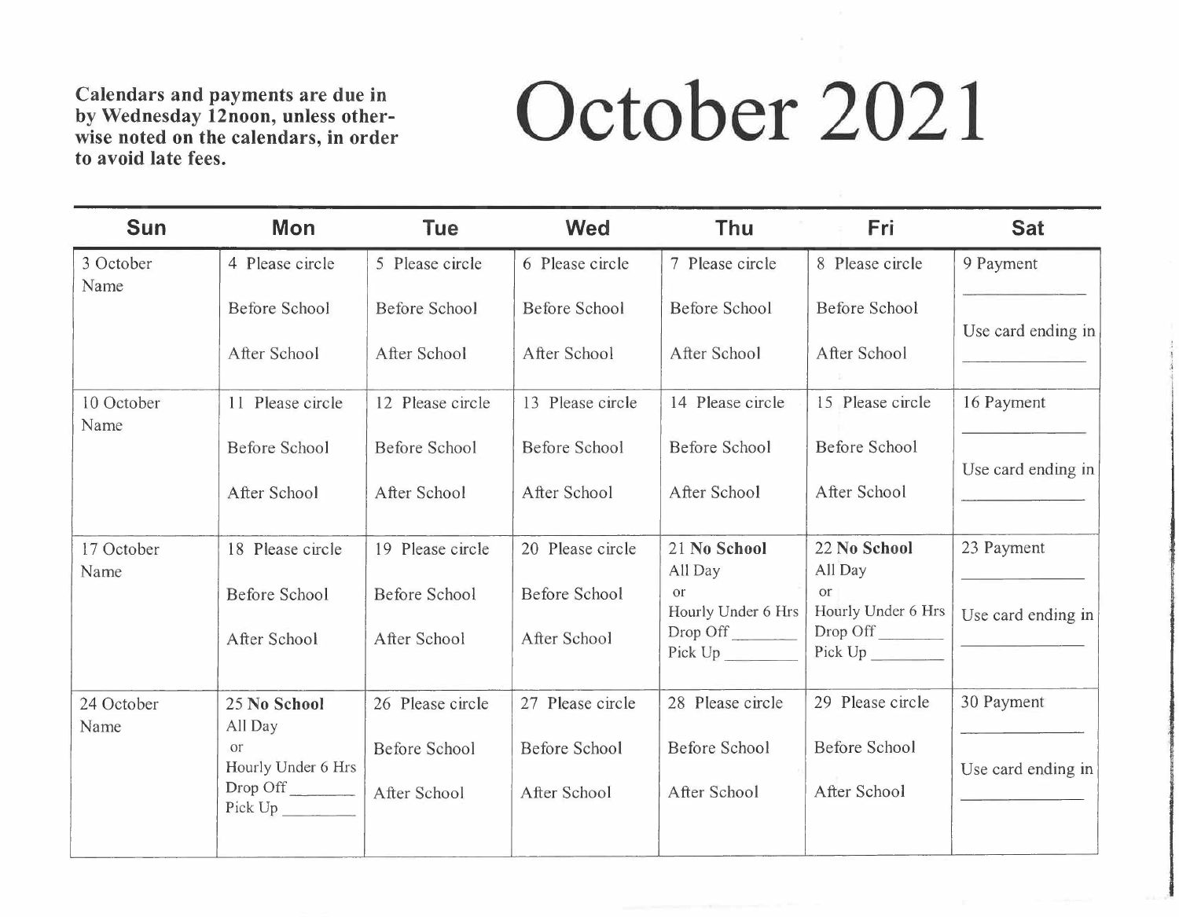**Calendars and payments are due in by Wednesday 12noon, unless otherwise noted on the calendars, in order to avoid late fees.**

# October 2021

| Sun | Mon | Tue | Wed | Thu | Fri | Sat |
|---|---|---|---|---|---|---|
| 3 October<br>Name | 4 Please circle<br><br>Before School<br><br>After School | 5 Please circle<br><br>Before School<br><br>After School | 6 Please circle<br><br>Before School<br><br>After School | 7 Please circle<br><br>Before School<br><br>After School | 8 Please circle<br><br>Before School<br><br>After School | 9 Payment<br>____________<br>Use card ending in<br>____________ |
| 10 October<br>Name | 11 Please circle<br><br>Before School<br><br>After School | 12 Please circle<br><br>Before School<br><br>After School | 13 Please circle<br><br>Before School<br><br>After School | 14 Please circle<br><br>Before School<br><br>After School | 15 Please circle<br><br>Before School<br><br>After School | 16 Payment<br>____________<br>Use card ending in<br>____________ |
| 17 October<br>Name | 18 Please circle<br><br>Before School<br><br>After School | 19 Please circle<br><br>Before School<br><br>After School | 20 Please circle<br><br>Before School<br><br>After School | 21 **No School**<br>All Day<br>or<br>Hourly Under 6 Hrs<br>Drop Off ________<br>Pick Up ________ | 22 **No School**<br>All Day<br>or<br>Hourly Under 6 Hrs<br>Drop Off ________<br>Pick Up ________ | 23 Payment<br>____________<br>Use card ending in<br>____________ |
| 24 October<br>Name | 25 **No School**<br>All Day<br>or<br>Hourly Under 6 Hrs<br>Drop Off ________<br>Pick Up ________ | 26 Please circle<br><br>Before School<br><br>After School | 27 Please circle<br><br>Before School<br><br>After School | 28 Please circle<br><br>Before School<br><br>After School | 29 Please circle<br><br>Before School<br><br>After School | 30 Payment<br>____________<br>Use card ending in<br>____________ |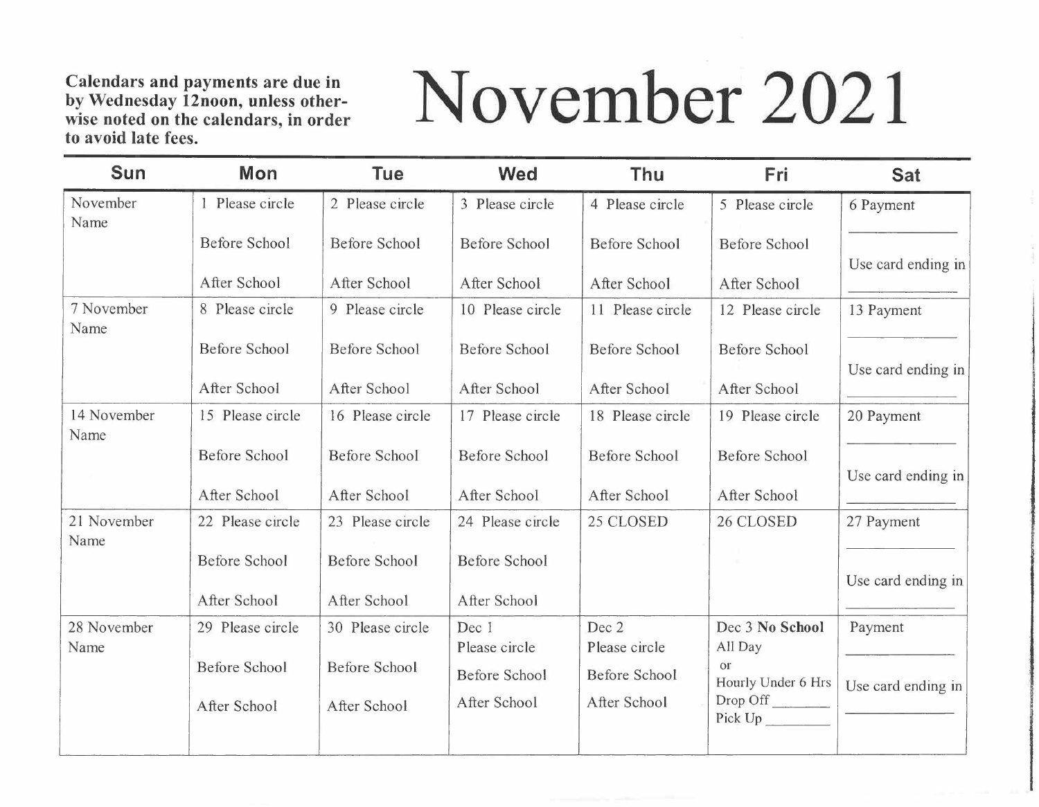**Calendars and payments are due in by Wednesday 12noon, unless otherwise noted on the calendars, in order to avoid late fees.**

# November 2021

| Sun | Mon | Tue | Wed | Thu | Fri | Sat |
|---|---|---|---|---|---|---|
| November Name | 1 Please circle Before School After School | 2 Please circle Before School After School | 3 Please circle Before School After School | 4 Please circle Before School After School | 5 Please circle Before School After School | 6 Payment ___ Use card ending in ___ |
| 7 November Name | 8 Please circle Before School After School | 9 Please circle Before School After School | 10 Please circle Before School After School | 11 Please circle Before School After School | 12 Please circle Before School After School | 13 Payment ___ Use card ending in ___ |
| 14 November Name | 15 Please circle Before School After School | 16 Please circle Before School After School | 17 Please circle Before School After School | 18 Please circle Before School After School | 19 Please circle Before School After School | 20 Payment ___ Use card ending in ___ |
| 21 November Name | 22 Please circle Before School After School | 23 Please circle Before School After School | 24 Please circle Before School After School | 25 CLOSED | 26 CLOSED | 27 Payment ___ Use card ending in ___ |
| 28 November Name | 29 Please circle Before School After School | 30 Please circle Before School After School | Dec 1 Please circle Before School After School | Dec 2 Please circle Before School After School | Dec 3 **No School** All Day or Hourly Under 6 Hrs Drop Off ___ Pick Up ___ | Payment ___ Use card ending in ___ |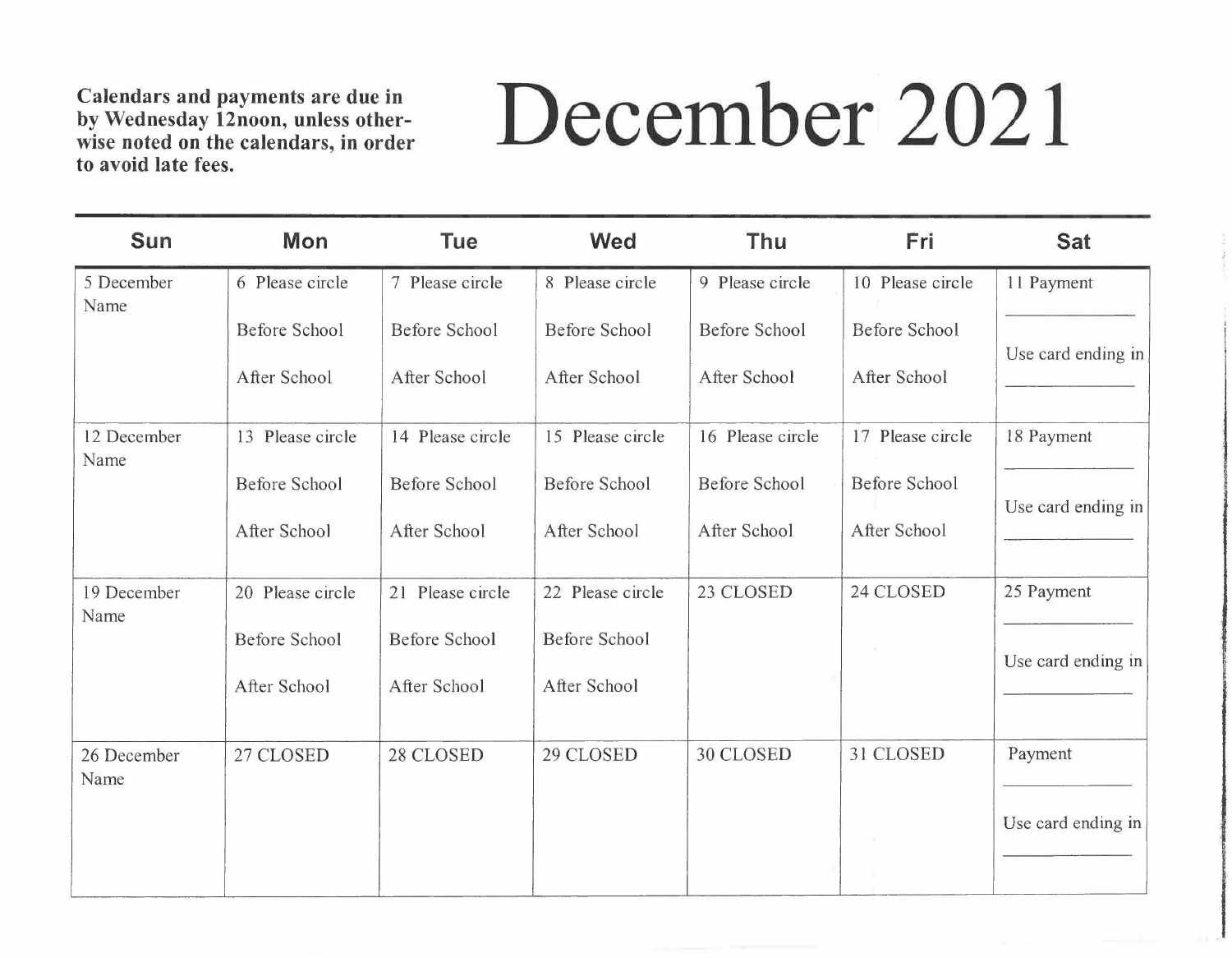**Calendars and payments are due in by Wednesday 12noon, unless otherwise noted on the calendars, in order to avoid late fees.**

# December 2021

| Sun | Mon | Tue | Wed | Thu | Fri | Sat |
|---|---|---|---|---|---|---|
| 5 December<br>Name | 6 Please circle<br><br>Before School<br><br>After School | 7 Please circle<br><br>Before School<br><br>After School | 8 Please circle<br><br>Before School<br><br>After School | 9 Please circle<br><br>Before School<br><br>After School | 10 Please circle<br><br>Before School<br><br>After School | 11 Payment<br>___________<br>Use card ending in<br>___________ |
| 12 December<br>Name | 13 Please circle<br><br>Before School<br><br>After School | 14 Please circle<br><br>Before School<br><br>After School | 15 Please circle<br><br>Before School<br><br>After School | 16 Please circle<br><br>Before School<br><br>After School | 17 Please circle<br><br>Before School<br><br>After School | 18 Payment<br>___________<br>Use card ending in<br>___________ |
| 19 December<br>Name | 20 Please circle<br><br>Before School<br><br>After School | 21 Please circle<br><br>Before School<br><br>After School | 22 Please circle<br><br>Before School<br><br>After School | 23 CLOSED | 24 CLOSED | 25 Payment<br>___________<br>Use card ending in<br>___________ |
| 26 December<br>Name | 27 CLOSED | 28 CLOSED | 29 CLOSED | 30 CLOSED | 31 CLOSED | Payment<br>___________<br>Use card ending in<br>___________ |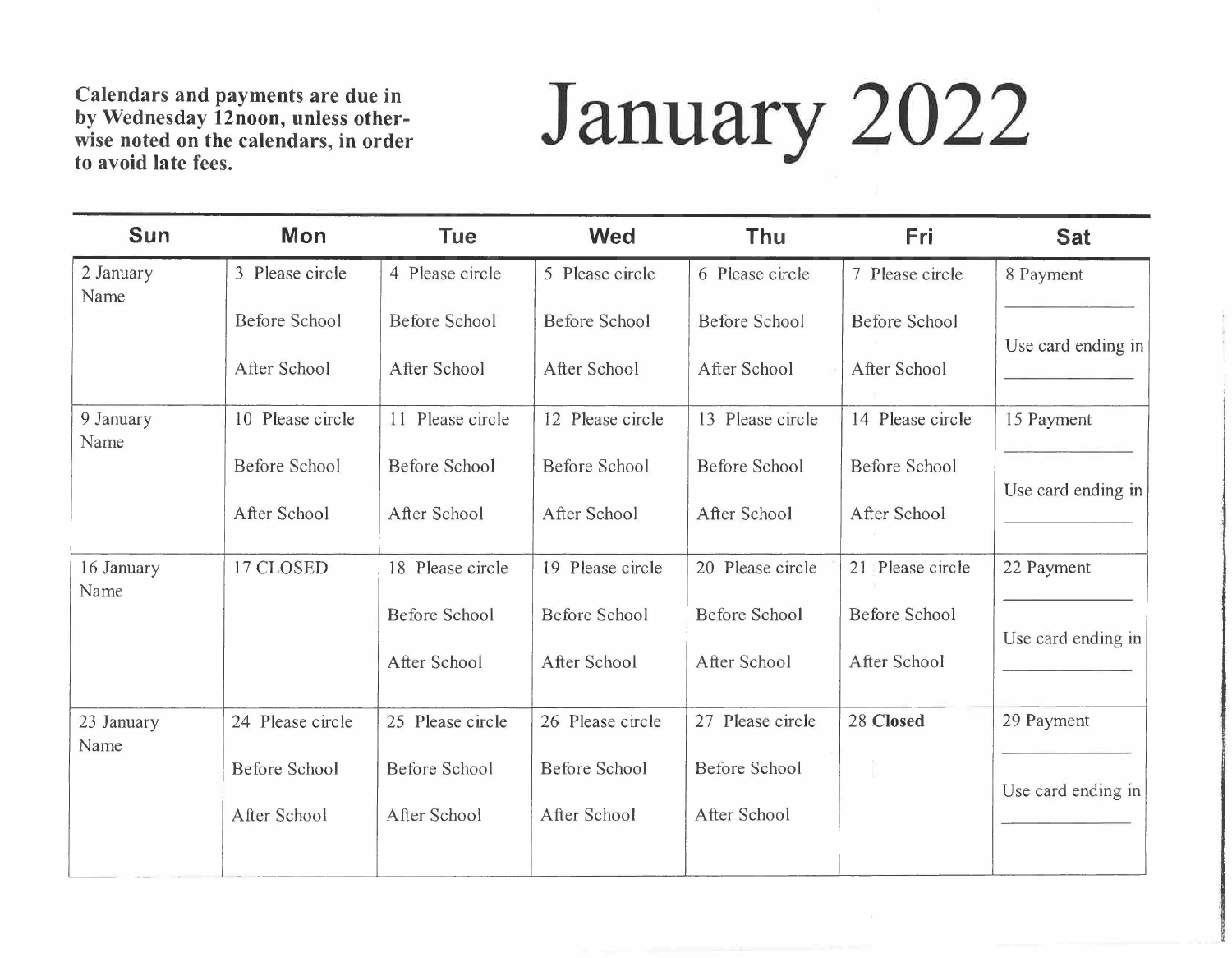**Calendars and payments are due in by Wednesday 12noon, unless otherwise noted on the calendars, in order to avoid late fees.**

# January 2022

| Sun | Mon | Tue | Wed | Thu | Fri | Sat |
|---|---|---|---|---|---|---|
| 2 January<br>Name | 3 Please circle<br>Before School<br>After School | 4 Please circle<br>Before School<br>After School | 5 Please circle<br>Before School<br>After School | 6 Please circle<br>Before School<br>After School | 7 Please circle<br>Before School<br>After School | 8 Payment<br>\_\_\_\_\_\_\_\_<br>Use card ending in<br>\_\_\_\_\_\_\_\_ |
| 9 January<br>Name | 10 Please circle<br>Before School<br>After School | 11 Please circle<br>Before School<br>After School | 12 Please circle<br>Before School<br>After School | 13 Please circle<br>Before School<br>After School | 14 Please circle<br>Before School<br>After School | 15 Payment<br>\_\_\_\_\_\_\_\_<br>Use card ending in<br>\_\_\_\_\_\_\_\_ |
| 16 January<br>Name | 17 CLOSED | 18 Please circle<br>Before School<br>After School | 19 Please circle<br>Before School<br>After School | 20 Please circle<br>Before School<br>After School | 21 Please circle<br>Before School<br>After School | 22 Payment<br>\_\_\_\_\_\_\_\_<br>Use card ending in<br>\_\_\_\_\_\_\_\_ |
| 23 January<br>Name | 24 Please circle<br>Before School<br>After School | 25 Please circle<br>Before School<br>After School | 26 Please circle<br>Before School<br>After School | 27 Please circle<br>Before School<br>After School | 28 **Closed** | 29 Payment<br>\_\_\_\_\_\_\_\_<br>Use card ending in<br>\_\_\_\_\_\_\_\_ |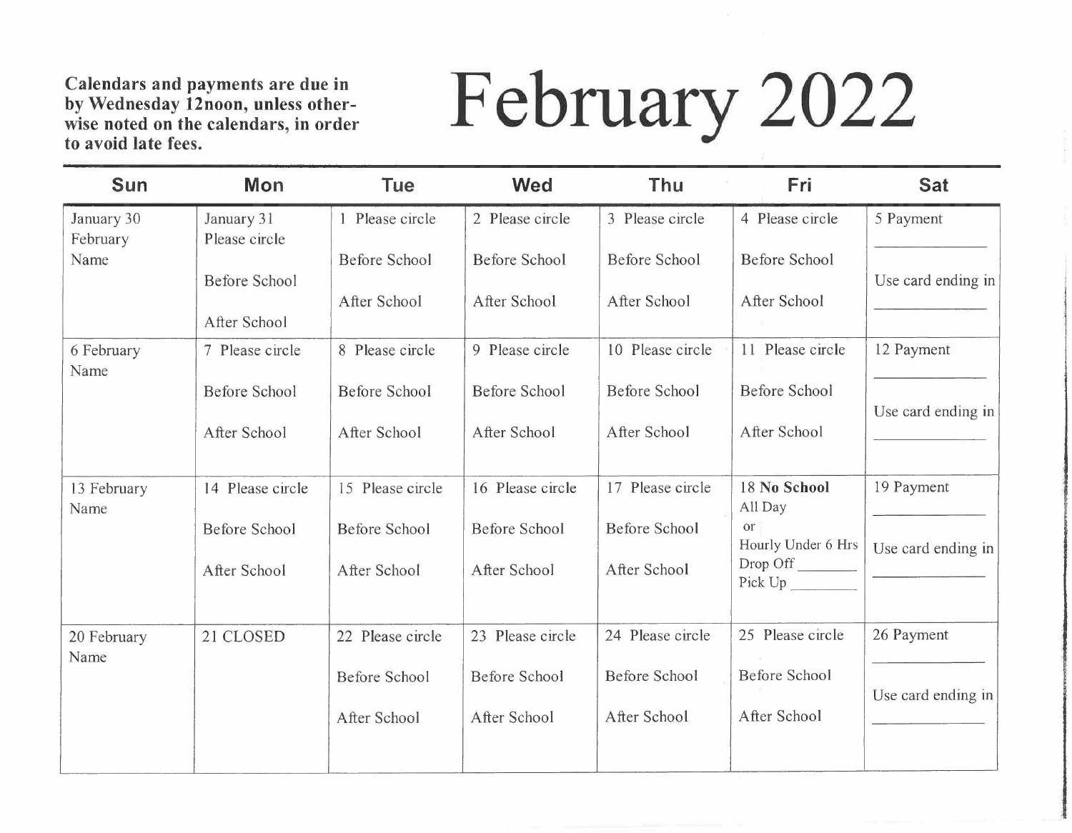**Calendars and payments are due in by Wednesday 12noon, unless otherwise noted on the calendars, in order to avoid late fees.**

# February 2022

| Sun | Mon | Tue | Wed | Thu | Fri | Sat |
|---|---|---|---|---|---|---|
| January 30<br>February<br>Name | January 31<br>Please circle<br><br>Before School<br><br>After School | 1 Please circle<br><br>Before School<br><br>After School | 2 Please circle<br><br>Before School<br><br>After School | 3 Please circle<br><br>Before School<br><br>After School | 4 Please circle<br><br>Before School<br><br>After School | 5 Payment<br>_______________<br>Use card ending in<br>_______________ |
| 6 February<br>Name | 7 Please circle<br><br>Before School<br><br>After School | 8 Please circle<br><br>Before School<br><br>After School | 9 Please circle<br><br>Before School<br><br>After School | 10 Please circle<br><br>Before School<br><br>After School | 11 Please circle<br><br>Before School<br><br>After School | 12 Payment<br>_______________<br>Use card ending in<br>_______________ |
| 13 February<br>Name | 14 Please circle<br><br>Before School<br><br>After School | 15 Please circle<br><br>Before School<br><br>After School | 16 Please circle<br><br>Before School<br><br>After School | 17 Please circle<br><br>Before School<br><br>After School | 18 **No School**<br>All Day<br>or<br>Hourly Under 6 Hrs<br>Drop Off ________<br>Pick Up ________ | 19 Payment<br>_______________<br>Use card ending in<br>_______________ |
| 20 February<br>Name | 21 CLOSED | 22 Please circle<br><br>Before School<br><br>After School | 23 Please circle<br><br>Before School<br><br>After School | 24 Please circle<br><br>Before School<br><br>After School | 25 Please circle<br><br>Before School<br><br>After School | 26 Payment<br>_______________<br>Use card ending in<br>_______________ |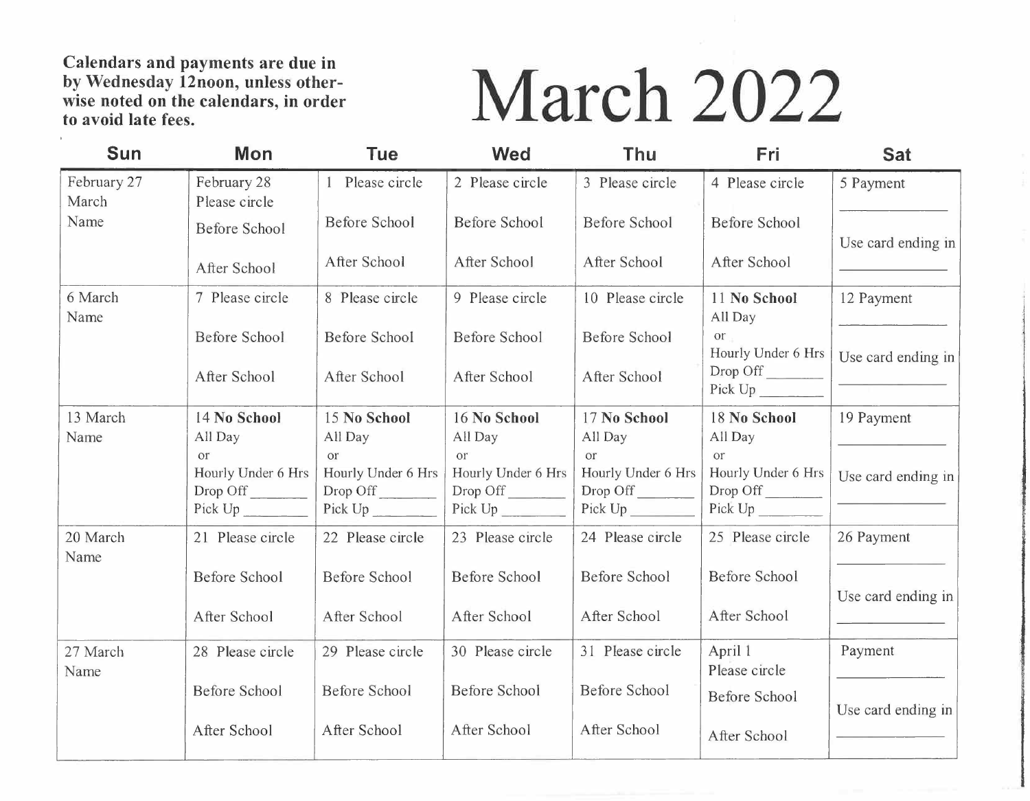**Calendars and payments are due in by Wednesday 12noon, unless otherwise noted on the calendars, in order to avoid late fees.**

# March 2022

| Sun | Mon | Tue | Wed | Thu | Fri | Sat |
|---|---|---|---|---|---|---|
| February 27 March Name | February 28 Please circle Before School After School | 1 Please circle Before School After School | 2 Please circle Before School After School | 3 Please circle Before School After School | 4 Please circle Before School After School | 5 Payment ___________ Use card ending in ___________ |
| 6 March Name | 7 Please circle Before School After School | 8 Please circle Before School After School | 9 Please circle Before School After School | 10 Please circle Before School After School | 11 **No School** All Day or Hourly Under 6 Hrs Drop Off _______ Pick Up _______ | 12 Payment ___________ Use card ending in ___________ |
| 13 March Name | 14 **No School** All Day or Hourly Under 6 Hrs Drop Off _______ Pick Up _______ | 15 **No School** All Day or Hourly Under 6 Hrs Drop Off _______ Pick Up _______ | 16 **No School** All Day or Hourly Under 6 Hrs Drop Off _______ Pick Up _______ | 17 **No School** All Day or Hourly Under 6 Hrs Drop Off _______ Pick Up _______ | 18 **No School** All Day or Hourly Under 6 Hrs Drop Off _______ Pick Up _______ | 19 Payment ___________ Use card ending in ___________ |
| 20 March Name | 21 Please circle Before School After School | 22 Please circle Before School After School | 23 Please circle Before School After School | 24 Please circle Before School After School | 25 Please circle Before School After School | 26 Payment ___________ Use card ending in ___________ |
| 27 March Name | 28 Please circle Before School After School | 29 Please circle Before School After School | 30 Please circle Before School After School | 31 Please circle Before School After School | April 1 Please circle Before School After School | Payment ___________ Use card ending in ___________ |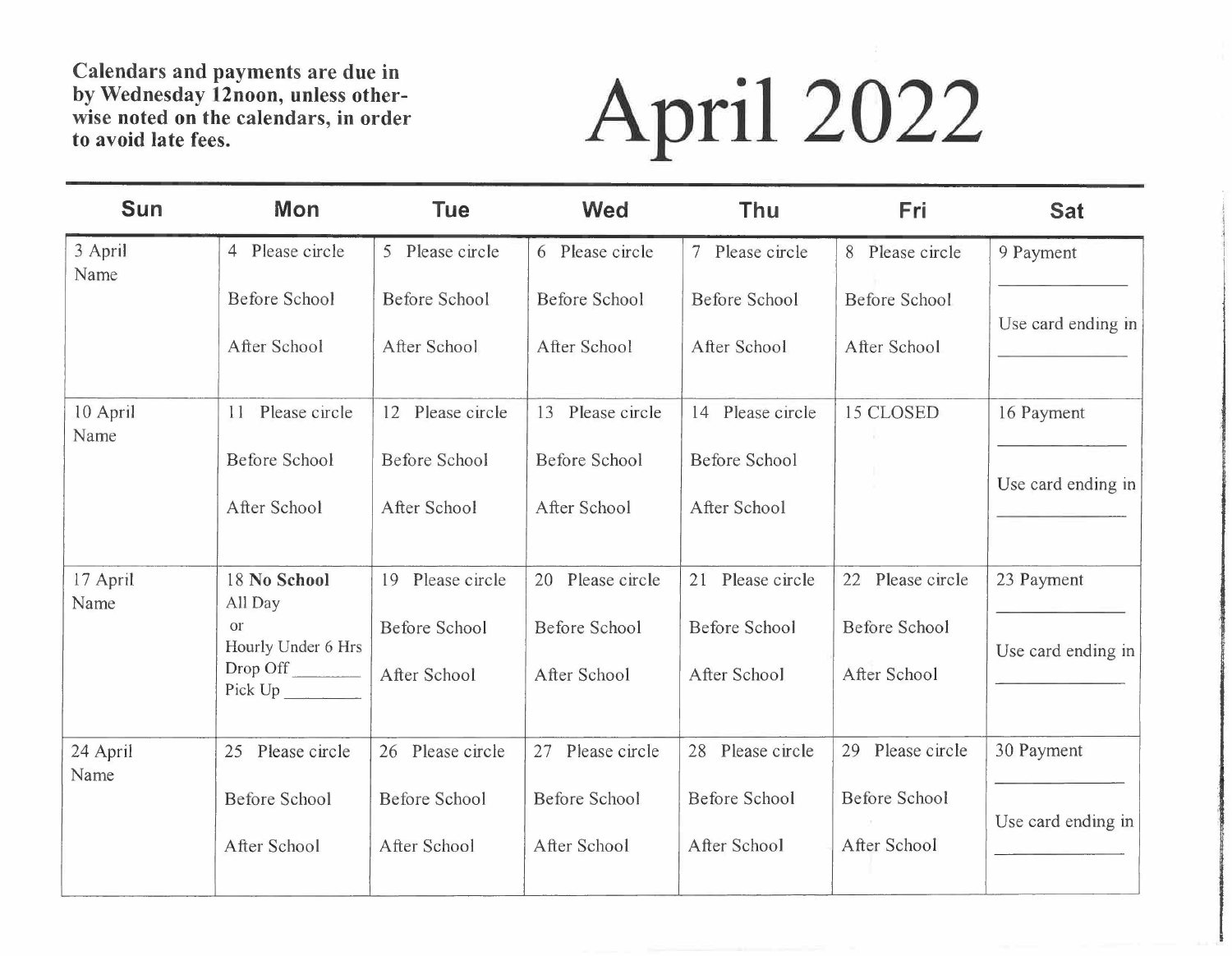**Calendars and payments are due in by Wednesday 12noon, unless otherwise noted on the calendars, in order to avoid late fees.**

# April 2022

| Sun | Mon | Tue | Wed | Thu | Fri | Sat |
|---|---|---|---|---|---|---|
| 3 April<br>Name | 4 Please circle<br><br>Before School<br><br>After School | 5 Please circle<br><br>Before School<br><br>After School | 6 Please circle<br><br>Before School<br><br>After School | 7 Please circle<br><br>Before School<br><br>After School | 8 Please circle<br><br>Before School<br><br>After School | 9 Payment<br>____________<br>Use card ending in<br>____________ |
| 10 April<br>Name | 11 Please circle<br><br>Before School<br><br>After School | 12 Please circle<br><br>Before School<br><br>After School | 13 Please circle<br><br>Before School<br><br>After School | 14 Please circle<br><br>Before School<br><br>After School | 15 CLOSED | 16 Payment<br>____________<br>Use card ending in<br>____________ |
| 17 April<br>Name | 18 **No School**<br>All Day<br>or<br>Hourly Under 6 Hrs<br>Drop Off ________<br>Pick Up ________ | 19 Please circle<br><br>Before School<br><br>After School | 20 Please circle<br><br>Before School<br><br>After School | 21 Please circle<br><br>Before School<br><br>After School | 22 Please circle<br><br>Before School<br><br>After School | 23 Payment<br>____________<br>Use card ending in<br>____________ |
| 24 April<br>Name | 25 Please circle<br><br>Before School<br><br>After School | 26 Please circle<br><br>Before School<br><br>After School | 27 Please circle<br><br>Before School<br><br>After School | 28 Please circle<br><br>Before School<br><br>After School | 29 Please circle<br><br>Before School<br><br>After School | 30 Payment<br>____________<br>Use card ending in<br>____________ |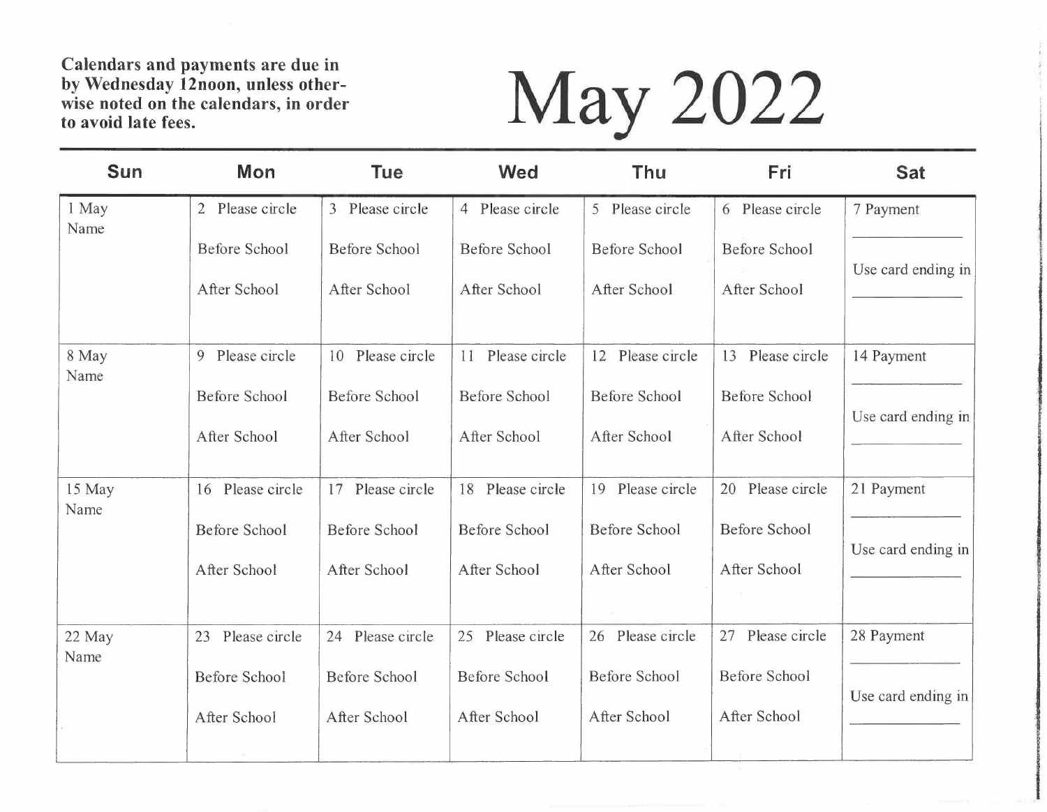**Calendars and payments are due in by Wednesday 12noon, unless otherwise noted on the calendars, in order to avoid late fees.**

# May 2022

| Sun | Mon | Tue | Wed | Thu | Fri | Sat |
|---|---|---|---|---|---|---|
| 1 May<br>Name | 2 Please circle<br>Before School<br>After School | 3 Please circle<br>Before School<br>After School | 4 Please circle<br>Before School<br>After School | 5 Please circle<br>Before School<br>After School | 6 Please circle<br>Before School<br>After School | 7 Payment<br>\_\_\_\_\_\_\_\_\_\_<br>Use card ending in<br>\_\_\_\_\_\_\_\_\_\_ |
| 8 May<br>Name | 9 Please circle<br>Before School<br>After School | 10 Please circle<br>Before School<br>After School | 11 Please circle<br>Before School<br>After School | 12 Please circle<br>Before School<br>After School | 13 Please circle<br>Before School<br>After School | 14 Payment<br>\_\_\_\_\_\_\_\_\_\_<br>Use card ending in<br>\_\_\_\_\_\_\_\_\_\_ |
| 15 May<br>Name | 16 Please circle<br>Before School<br>After School | 17 Please circle<br>Before School<br>After School | 18 Please circle<br>Before School<br>After School | 19 Please circle<br>Before School<br>After School | 20 Please circle<br>Before School<br>After School | 21 Payment<br>\_\_\_\_\_\_\_\_\_\_<br>Use card ending in<br>\_\_\_\_\_\_\_\_\_\_ |
| 22 May<br>Name | 23 Please circle<br>Before School<br>After School | 24 Please circle<br>Before School<br>After School | 25 Please circle<br>Before School<br>After School | 26 Please circle<br>Before School<br>After School | 27 Please circle<br>Before School<br>After School | 28 Payment<br>\_\_\_\_\_\_\_\_\_\_<br>Use card ending in<br>\_\_\_\_\_\_\_\_\_\_ |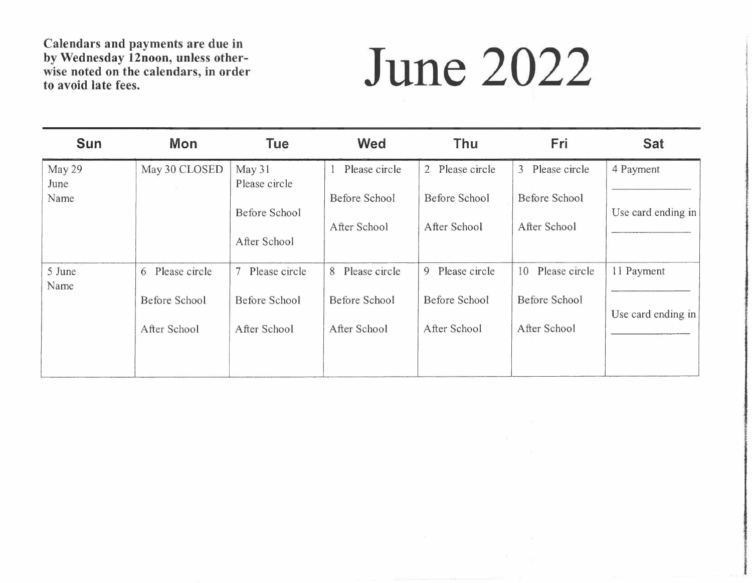**Calendars and payments are due in by Wednesday 12noon, unless otherwise noted on the calendars, in order to avoid late fees.**

# June 2022

| Sun | Mon | Tue | Wed | Thu | Fri | Sat |
|---|---|---|---|---|---|---|
| May 29<br>June<br>Name | May 30 CLOSED | May 31<br>Please circle<br><br>Before School<br><br>After School | 1 Please circle<br><br>Before School<br><br>After School | 2 Please circle<br><br>Before School<br><br>After School | 3 Please circle<br><br>Before School<br><br>After School | 4 Payment<br>\_\_\_\_\_\_\_\_\_\_\_\_<br>Use card ending in<br>\_\_\_\_\_\_\_\_\_\_\_\_ |
| 5 June<br>Name | 6 Please circle<br><br>Before School<br><br>After School | 7 Please circle<br><br>Before School<br><br>After School | 8 Please circle<br><br>Before School<br><br>After School | 9 Please circle<br><br>Before School<br><br>After School | 10 Please circle<br><br>Before School<br><br>After School | 11 Payment<br>\_\_\_\_\_\_\_\_\_\_\_\_<br>Use card ending in<br>\_\_\_\_\_\_\_\_\_\_\_\_ |